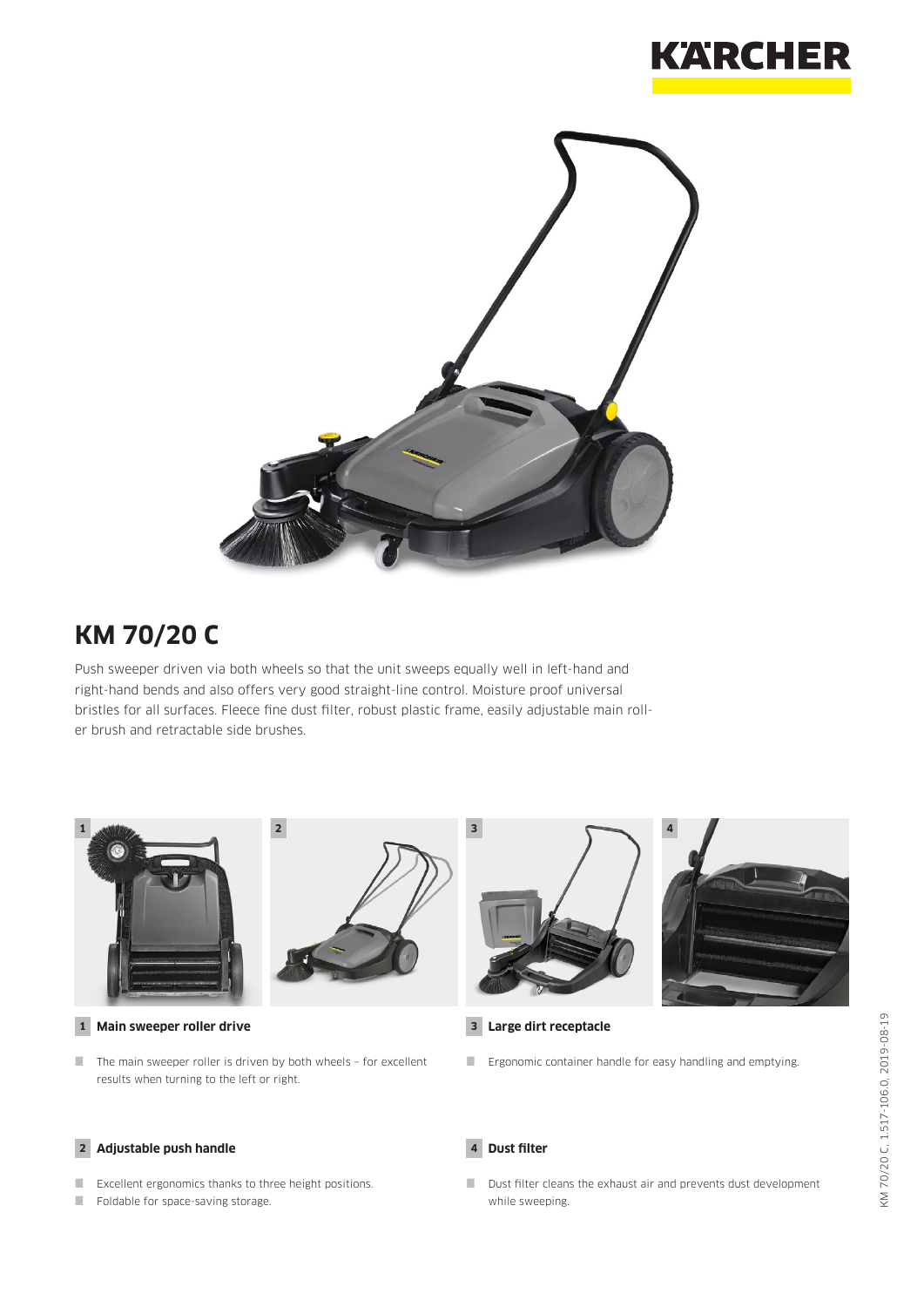# KM 70/20 C

Push sweeper driven via both wheels so that the unit sweeps equally well in left-hand and right-hand bends and also offers very good straight-line control. Moisture proof universal bristles for all surfaces. Fleece fine dust filter, robust plastic frame, easily adjustable main roller brush and retractable side brushes.

### 1 Main sweeper roller drive

- The main sweeper roller is driven by both wheels – for excellent results when turning to the left or right.

### 2 Adjustable push handle

- Excellent ergonomics thanks to three height positions.
- Foldable for space-saving storage.

### 3 Large dirt receptacle

- Ergonomic container handle for easy handling and emptying.

### 4 Dust filter

- Dust filter cleans the exhaust air and prevents dust development while sweeping.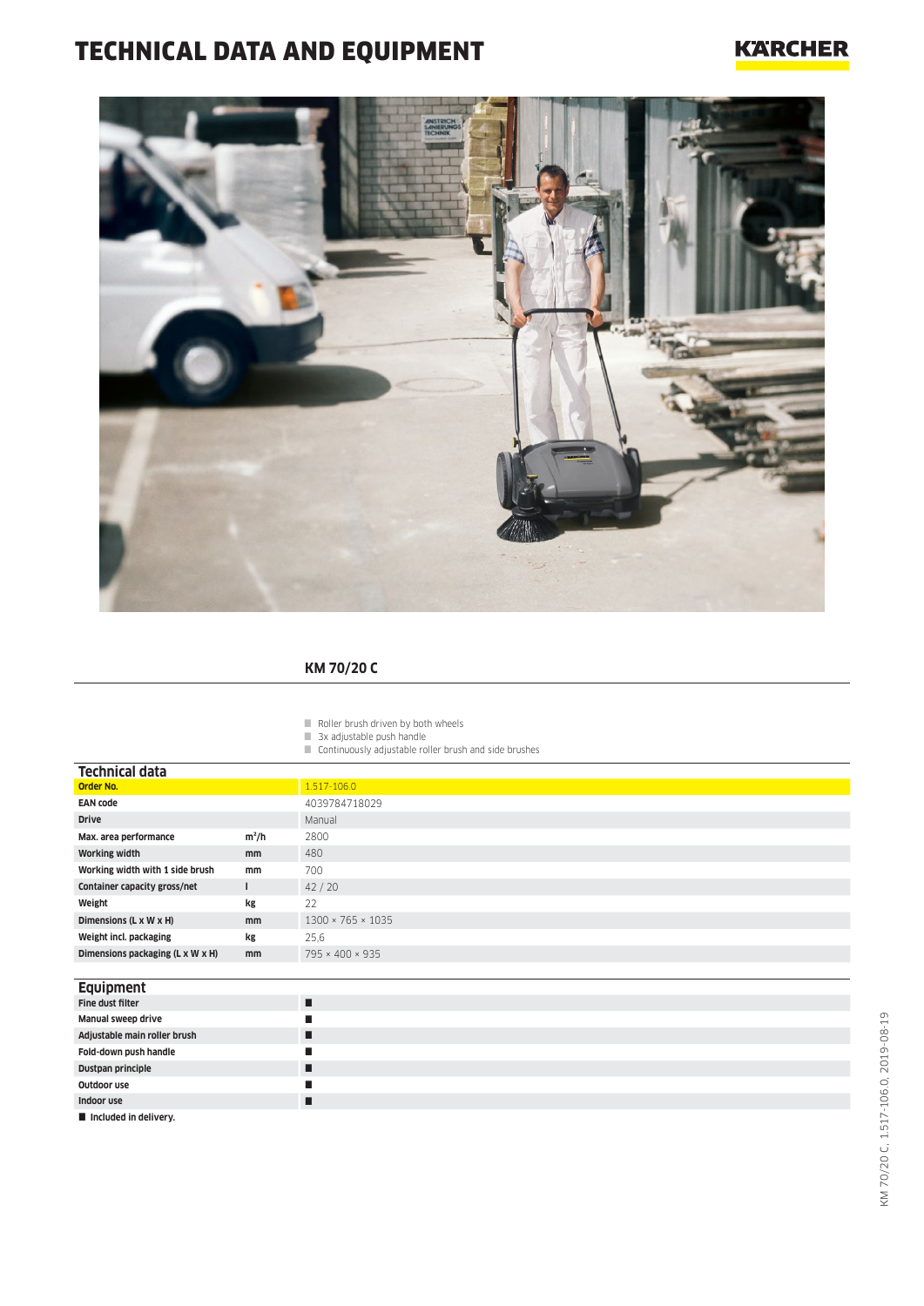# TECHNICAL DATA AND EQUIPMENT

## KM 70/20 C

- Roller brush driven by both wheels
- 3x adjustable push handle
- Continuously adjustable roller brush and side brushes

### Technical data

| | | |
|---|---|---|
| **Order No.** | | 1.517-106.0 |
| **EAN code** | | 4039784718029 |
| **Drive** | | Manual |
| **Max. area performance** | **m²/h** | 2800 |
| **Working width** | **mm** | 480 |
| **Working width with 1 side brush** | **mm** | 700 |
| **Container capacity gross/net** | **l** | 42 / 20 |
| **Weight** | **kg** | 22 |
| **Dimensions (L x W x H)** | **mm** | 1300 × 765 × 1035 |
| **Weight incl. packaging** | **kg** | 25,6 |
| **Dimensions packaging (L x W x H)** | **mm** | 795 × 400 × 935 |

### Equipment

| | |
|---|---|
| **Fine dust filter** | ■ |
| **Manual sweep drive** | ■ |
| **Adjustable main roller brush** | ■ |
| **Fold-down push handle** | ■ |
| **Dustpan principle** | ■ |
| **Outdoor use** | ■ |
| **Indoor use** | ■ |

■ **Included in delivery.**

KM 70/20 C, 1.517-106.0, 2019-08-19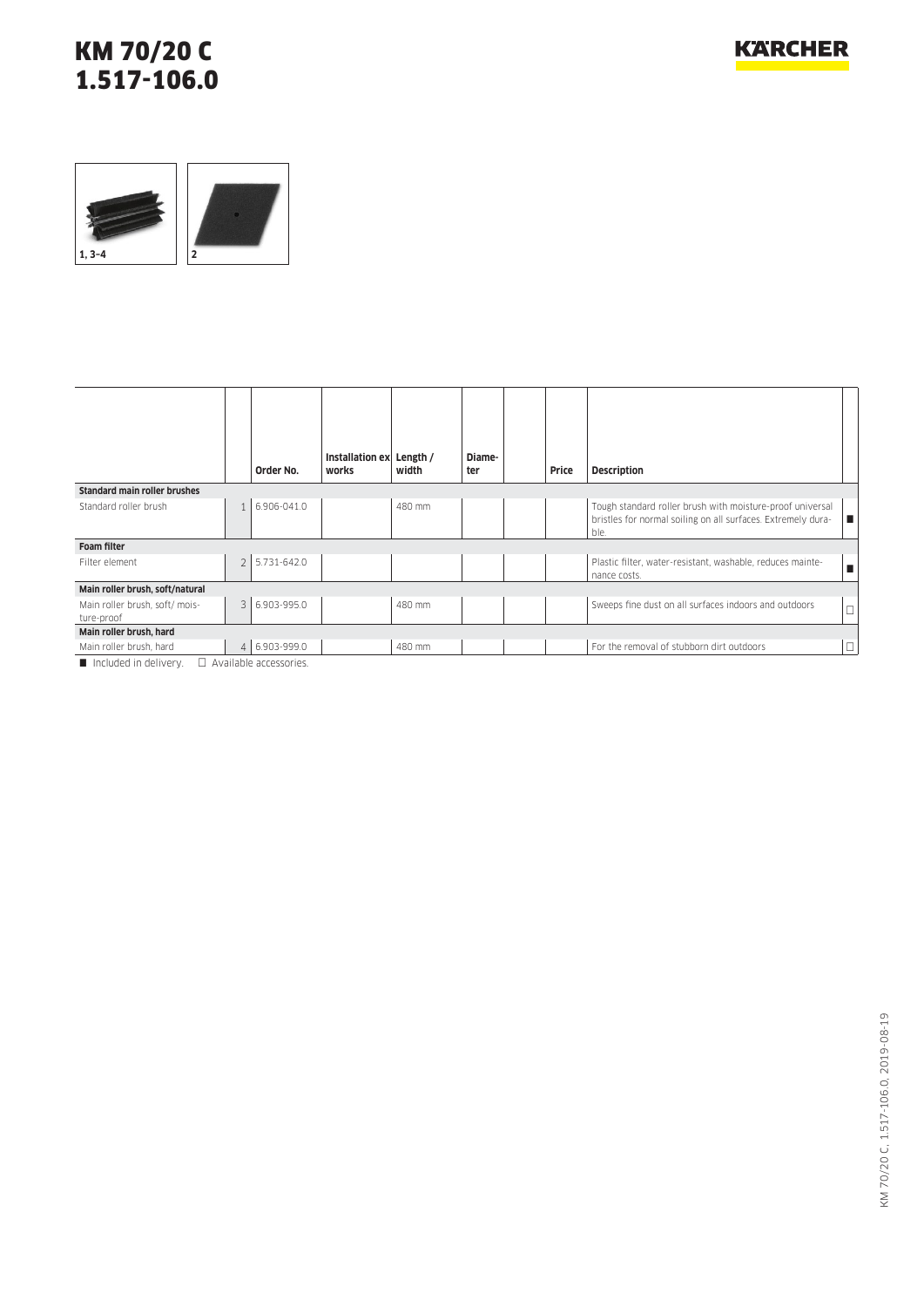# KM 70/20 C
# 1.517-106.0

1, 3–4

2

| | | Order No. | Installation ex works | Length / width | Diameter | | Price | Description | |
|---|---|---|---|---|---|---|---|---|---|
| **Standard main roller brushes** | | | | | | | | | |
| Standard roller brush | 1 | 6.906-041.0 | | 480 mm | | | | Tough standard roller brush with moisture-proof universal bristles for normal soiling on all surfaces. Extremely durable. | ■ |
| **Foam filter** | | | | | | | | | |
| Filter element | 2 | 5.731-642.0 | | | | | | Plastic filter, water-resistant, washable, reduces maintenance costs. | ■ |
| **Main roller brush, soft/natural** | | | | | | | | | |
| Main roller brush, soft/ moisture-proof | 3 | 6.903-995.0 | | 480 mm | | | | Sweeps fine dust on all surfaces indoors and outdoors | □ |
| **Main roller brush, hard** | | | | | | | | | |
| Main roller brush, hard | 4 | 6.903-999.0 | | 480 mm | | | | For the removal of stubborn dirt outdoors | □ |

■ Included in delivery. □ Available accessories.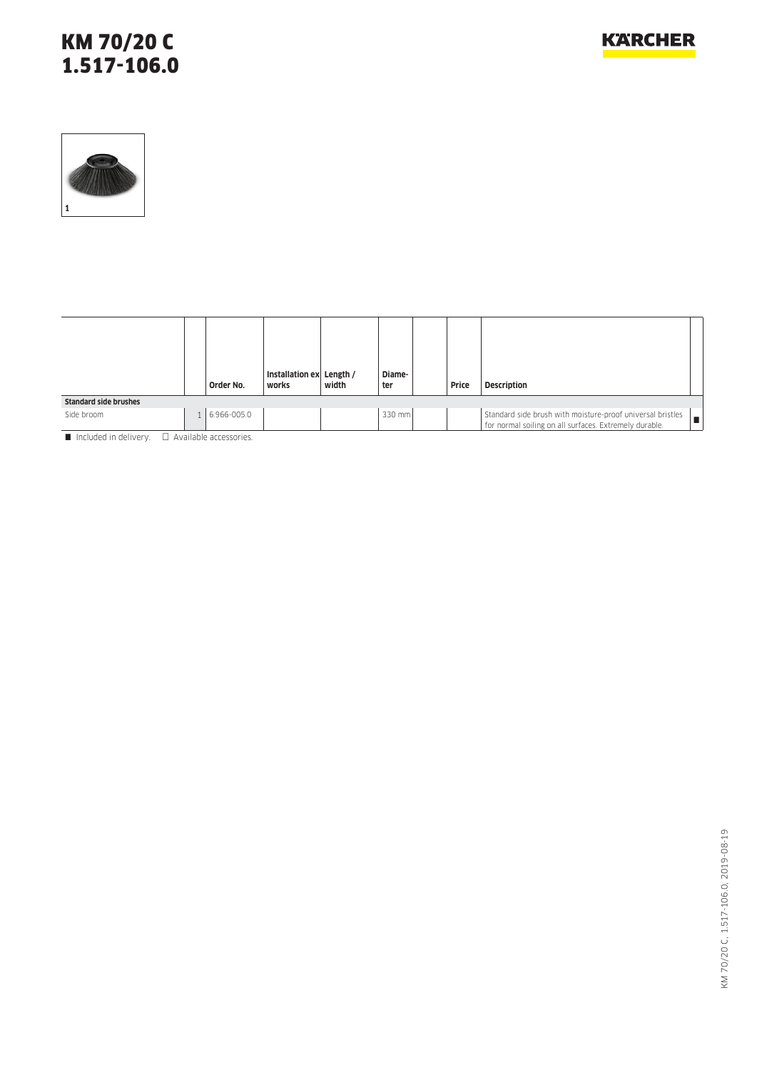# KM 70/20 C
# 1.517-106.0

1

| | | Order No. | Installation ex works | Length / width | Diameter | | Price | Description | |
|---|---|---|---|---|---|---|---|---|---|
| **Standard side brushes** | | | | | | | | | |
| Side broom | 1 | 6.966-005.0 | | | 330 mm | | | Standard side brush with moisture-proof universal bristles for normal soiling on all surfaces. Extremely durable. | ■ |

■ Included in delivery. □ Available accessories.

KM 70/20 C, 1.517-106.0, 2019-08-19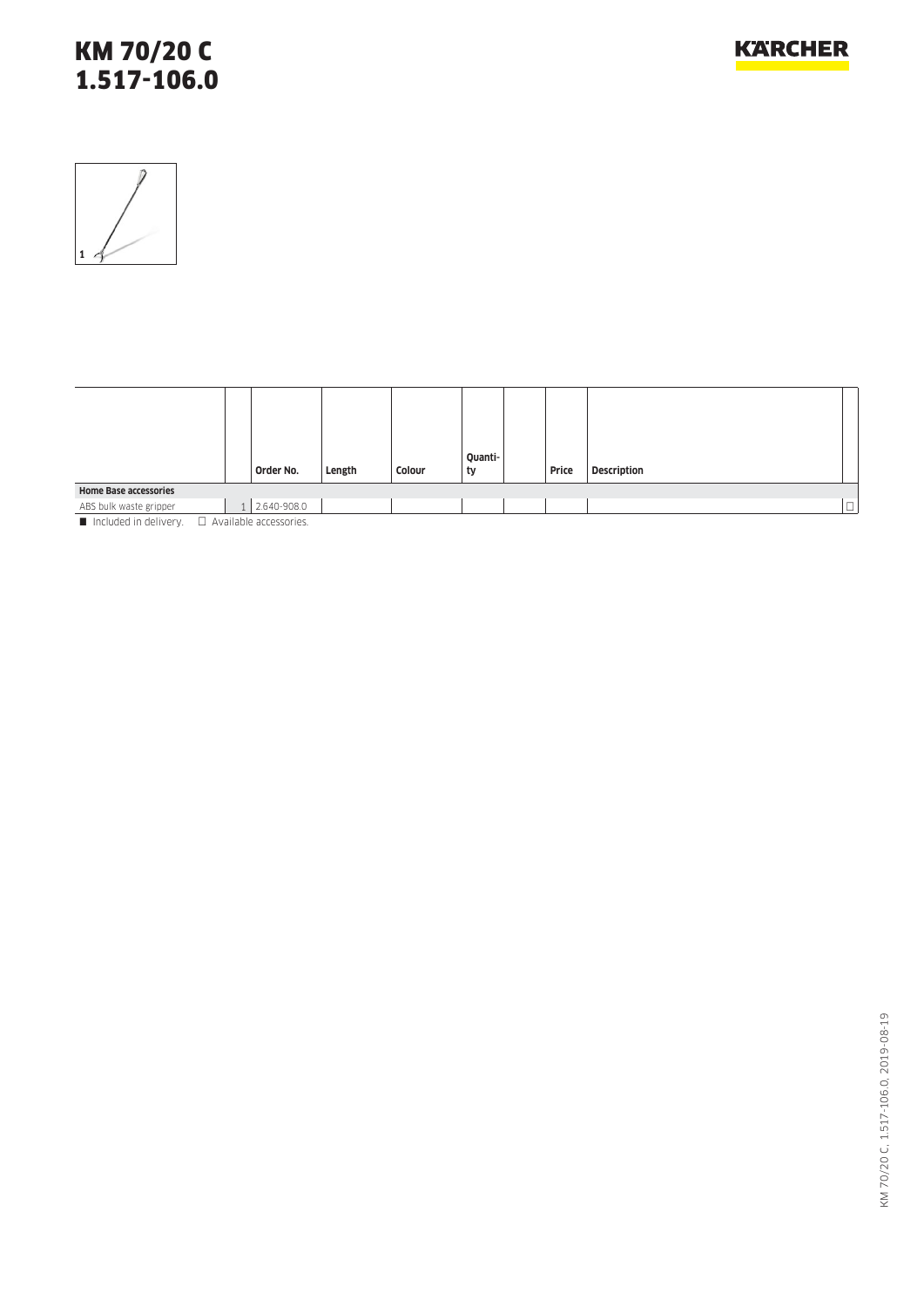# KM 70/20 C
# 1.517-106.0

KÄRCHER

| | | Order No. | Length | Colour | Quanti-ty | | Price | Description | |
|---|---|---|---|---|---|---|---|---|---|
| **Home Base accessories** | | | | | | | | | |
| ABS bulk waste gripper | 1 | 2.640-908.0 | | | | | | | □ |

■ Included in delivery. □ Available accessories.

KM 70/20 C, 1.517-106.0, 2019-08-19